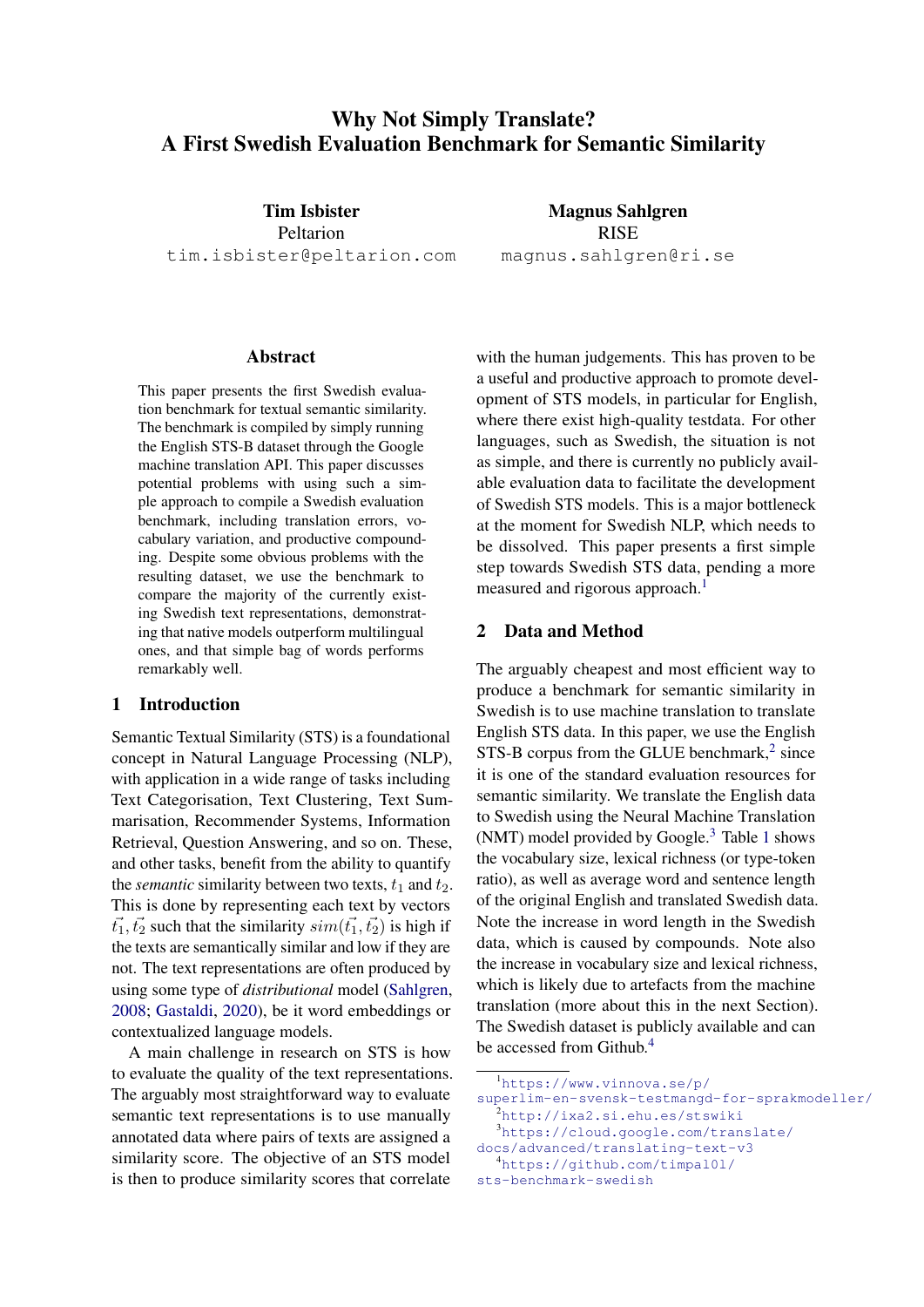# Why Not Simply Translate?
# A First Swedish Evaluation Benchmark for Semantic Similarity

**Tim Isbister**
Peltarion
tim.isbister@peltarion.com

**Magnus Sahlgren**
RISE
magnus.sahlgren@ri.se

## Abstract

This paper presents the first Swedish evaluation benchmark for textual semantic similarity. The benchmark is compiled by simply running the English STS-B dataset through the Google machine translation API. This paper discusses potential problems with using such a simple approach to compile a Swedish evaluation benchmark, including translation errors, vocabulary variation, and productive compounding. Despite some obvious problems with the resulting dataset, we use the benchmark to compare the majority of the currently existing Swedish text representations, demonstrating that native models outperform multilingual ones, and that simple bag of words performs remarkably well.

## 1 Introduction

Semantic Textual Similarity (STS) is a foundational concept in Natural Language Processing (NLP), with application in a wide range of tasks including Text Categorisation, Text Clustering, Text Summarisation, Recommender Systems, Information Retrieval, Question Answering, and so on. These, and other tasks, benefit from the ability to quantify the *semantic* similarity between two texts, $t_1$ and $t_2$. This is done by representing each text by vectors $\vec{t_1}, \vec{t_2}$ such that the similarity $sim(\vec{t_1}, \vec{t_2})$ is high if the texts are semantically similar and low if they are not. The text representations are often produced by using some type of *distributional* model (Sahlgren, 2008; Gastaldi, 2020), be it word embeddings or contextualized language models.

A main challenge in research on STS is how to evaluate the quality of the text representations. The arguably most straightforward way to evaluate semantic text representations is to use manually annotated data where pairs of texts are assigned a similarity score. The objective of an STS model is then to produce similarity scores that correlate with the human judgements. This has proven to be a useful and productive approach to promote development of STS models, in particular for English, where there exist high-quality testdata. For other languages, such as Swedish, the situation is not as simple, and there is currently no publicly available evaluation data to facilitate the development of Swedish STS models. This is a major bottleneck at the moment for Swedish NLP, which needs to be dissolved. This paper presents a first simple step towards Swedish STS data, pending a more measured and rigorous approach.[1]

## 2 Data and Method

The arguably cheapest and most efficient way to produce a benchmark for semantic similarity in Swedish is to use machine translation to translate English STS data. In this paper, we use the English STS-B corpus from the GLUE benchmark,[2] since it is one of the standard evaluation resources for semantic similarity. We translate the English data to Swedish using the Neural Machine Translation (NMT) model provided by Google.[3] Table 1 shows the vocabulary size, lexical richness (or type-token ratio), as well as average word and sentence length of the original English and translated Swedish data. Note the increase in word length in the Swedish data, which is caused by compounds. Note also the increase in vocabulary size and lexical richness, which is likely due to artefacts from the machine translation (more about this in the next Section). The Swedish dataset is publicly available and can be accessed from Github.[4]

[1] https://www.vinnova.se/p/superlim-en-svensk-testmangd-for-sprakmodeller/

[2] http://ixa2.si.ehu.es/stswiki

[3] https://cloud.google.com/translate/docs/advanced/translating-text-v3

[4] https://github.com/timpal0l/sts-benchmark-swedish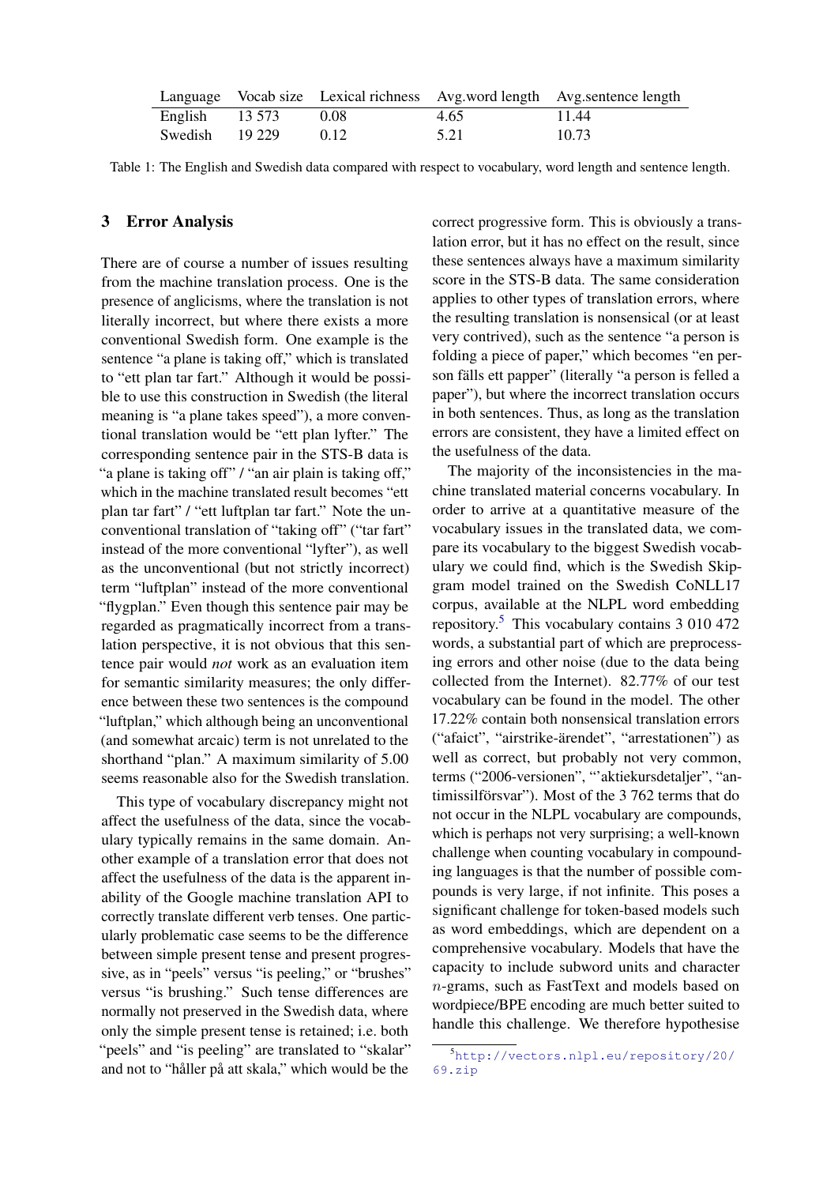| Language | Vocab size | Lexical richness | Avg.word length | Avg.sentence length |
|---|---|---|---|---|
| English | 13 573 | 0.08 | 4.65 | 11.44 |
| Swedish | 19 229 | 0.12 | 5.21 | 10.73 |

Table 1: The English and Swedish data compared with respect to vocabulary, word length and sentence length.

## 3 Error Analysis

There are of course a number of issues resulting from the machine translation process. One is the presence of anglicisms, where the translation is not literally incorrect, but where there exists a more conventional Swedish form. One example is the sentence "a plane is taking off," which is translated to "ett plan tar fart." Although it would be possible to use this construction in Swedish (the literal meaning is "a plane takes speed"), a more conventional translation would be "ett plan lyfter." The corresponding sentence pair in the STS-B data is "a plane is taking off" / "an air plain is taking off," which in the machine translated result becomes "ett plan tar fart" / "ett luftplan tar fart." Note the unconventional translation of "taking off" ("tar fart" instead of the more conventional "lyfter"), as well as the unconventional (but not strictly incorrect) term "luftplan" instead of the more conventional "flygplan." Even though this sentence pair may be regarded as pragmatically incorrect from a translation perspective, it is not obvious that this sentence pair would *not* work as an evaluation item for semantic similarity measures; the only difference between these two sentences is the compound "luftplan," which although being an unconventional (and somewhat arcaic) term is not unrelated to the shorthand "plan." A maximum similarity of 5.00 seems reasonable also for the Swedish translation.

This type of vocabulary discrepancy might not affect the usefulness of the data, since the vocabulary typically remains in the same domain. Another example of a translation error that does not affect the usefulness of the data is the apparent inability of the Google machine translation API to correctly translate different verb tenses. One particularly problematic case seems to be the difference between simple present tense and present progressive, as in "peels" versus "is peeling," or "brushes" versus "is brushing." Such tense differences are normally not preserved in the Swedish data, where only the simple present tense is retained; i.e. both "peels" and "is peeling," are translated to "skalar" and not to "håller på att skala," which would be the correct progressive form. This is obviously a translation error, but it has no effect on the result, since these sentences always have a maximum similarity score in the STS-B data. The same consideration applies to other types of translation errors, where the resulting translation is nonsensical (or at least very contrived), such as the sentence "a person is folding a piece of paper," which becomes "en person fälls ett papper" (literally "a person is felled a paper"), but where the incorrect translation occurs in both sentences. Thus, as long as the translation errors are consistent, they have a limited effect on the usefulness of the data.

The majority of the inconsistencies in the machine translated material concerns vocabulary. In order to arrive at a quantitative measure of the vocabulary issues in the translated data, we compare its vocabulary to the biggest Swedish vocabulary we could find, which is the Swedish Skipgram model trained on the Swedish CoNLL17 corpus, available at the NLPL word embedding repository.[5] This vocabulary contains 3 010 472 words, a substantial part of which are preprocessing errors and other noise (due to the data being collected from the Internet). 82.77% of our test vocabulary can be found in the model. The other 17.22% contain both nonsensical translation errors ("afaict", "airstrike-ärendet", "arrestationen") as well as correct, but probably not very common, terms ("2006-versionen", "'aktiekursdetaljer", "antimissilförsvar"). Most of the 3 762 terms that do not occur in the NLPL vocabulary are compounds, which is perhaps not very surprising; a well-known challenge when counting vocabulary in compounding languages is that the number of possible compounds is very large, if not infinite. This poses a significant challenge for token-based models such as word embeddings, which are dependent on a comprehensive vocabulary. Models that have the capacity to include subword units and character $n$-grams, such as FastText and models based on wordpiece/BPE encoding are much better suited to handle this challenge. We therefore hypothesise

[5] http://vectors.nlpl.eu/repository/20/69.zip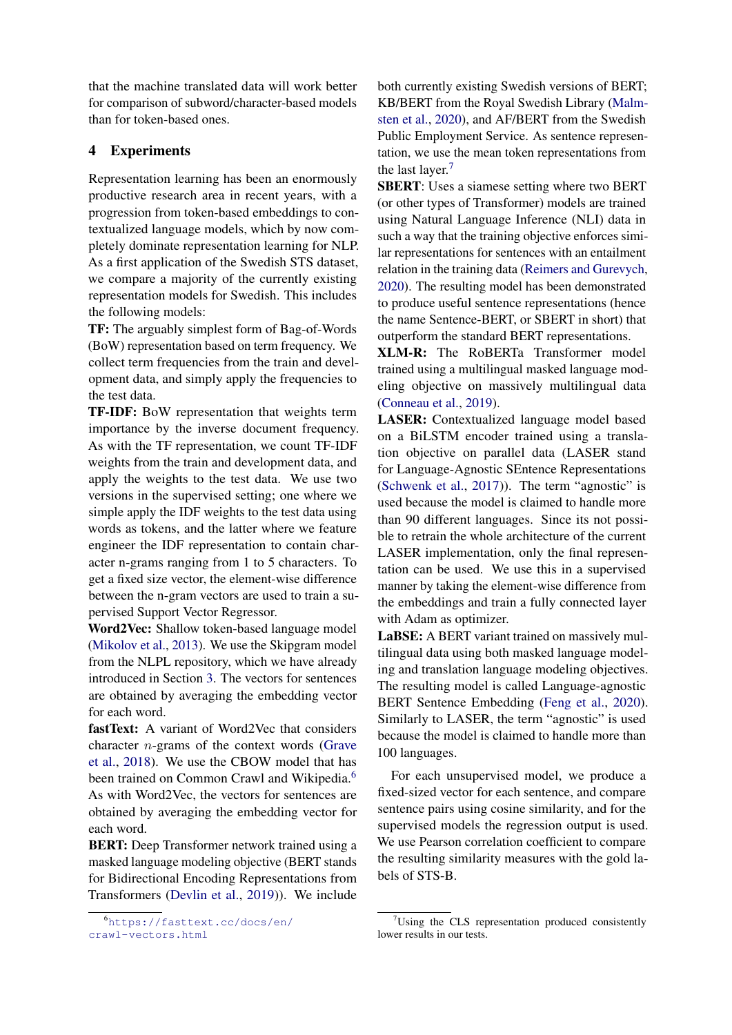that the machine translated data will work better for comparison of subword/character-based models than for token-based ones.

## 4 Experiments

Representation learning has been an enormously productive research area in recent years, with a progression from token-based embeddings to contextualized language models, which by now completely dominate representation learning for NLP. As a first application of the Swedish STS dataset, we compare a majority of the currently existing representation models for Swedish. This includes the following models:

**TF:** The arguably simplest form of Bag-of-Words (BoW) representation based on term frequency. We collect term frequencies from the train and development data, and simply apply the frequencies to the test data.

**TF-IDF:** BoW representation that weights term importance by the inverse document frequency. As with the TF representation, we count TF-IDF weights from the train and development data, and apply the weights to the test data. We use two versions in the supervised setting; one where we simple apply the IDF weights to the test data using words as tokens, and the latter where we feature engineer the IDF representation to contain character n-grams ranging from 1 to 5 characters. To get a fixed size vector, the element-wise difference between the n-gram vectors are used to train a supervised Support Vector Regressor.

**Word2Vec:** Shallow token-based language model (Mikolov et al., 2013). We use the Skipgram model from the NLPL repository, which we have already introduced in Section 3. The vectors for sentences are obtained by averaging the embedding vector for each word.

**fastText:** A variant of Word2Vec that considers character $n$-grams of the context words (Grave et al., 2018). We use the CBOW model that has been trained on Common Crawl and Wikipedia.[6] As with Word2Vec, the vectors for sentences are obtained by averaging the embedding vector for each word.

**BERT:** Deep Transformer network trained using a masked language modeling objective (BERT stands for Bidirectional Encoding Representations from Transformers (Devlin et al., 2019)). We include both currently existing Swedish versions of BERT; KB/BERT from the Royal Swedish Library (Malmsten et al., 2020), and AF/BERT from the Swedish Public Employment Service. As sentence representation, we use the mean token representations from the last layer.[7]

**SBERT**: Uses a siamese setting where two BERT (or other types of Transformer) models are trained using Natural Language Inference (NLI) data in such a way that the training objective enforces similar representations for sentences with an entailment relation in the training data (Reimers and Gurevych, 2020). The resulting model has been demonstrated to produce useful sentence representations (hence the name Sentence-BERT, or SBERT in short) that outperform the standard BERT representations.

**XLM-R:** The RoBERTa Transformer model trained using a multilingual masked language modeling objective on massively multilingual data (Conneau et al., 2019).

**LASER:** Contextualized language model based on a BiLSTM encoder trained using a translation objective on parallel data (LASER stand for Language-Agnostic SEntence Representations (Schwenk et al., 2017)). The term "agnostic" is used because the model is claimed to handle more than 90 different languages. Since its not possible to retrain the whole architecture of the current LASER implementation, only the final representation can be used. We use this in a supervised manner by taking the element-wise difference from the embeddings and train a fully connected layer with Adam as optimizer.

**LaBSE:** A BERT variant trained on massively multilingual data using both masked language modeling and translation language modeling objectives. The resulting model is called Language-agnostic BERT Sentence Embedding (Feng et al., 2020). Similarly to LASER, the term "agnostic" is used because the model is claimed to handle more than 100 languages.

For each unsupervised model, we produce a fixed-sized vector for each sentence, and compare sentence pairs using cosine similarity, and for the supervised models the regression output is used. We use Pearson correlation coefficient to compare the resulting similarity measures with the gold labels of STS-B.

[6] https://fasttext.cc/docs/en/crawl-vectors.html

[7] Using the CLS representation produced consistently lower results in our tests.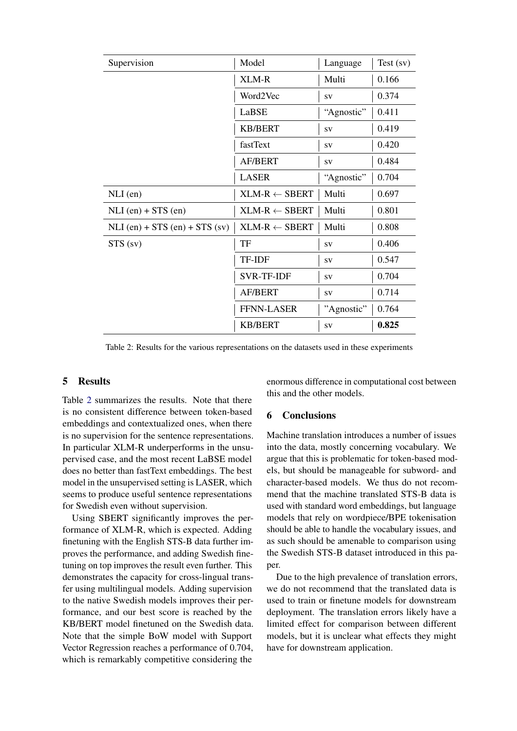| Supervision | Model | Language | Test (sv) |
|---|---|---|---|
| | XLM-R | Multi | 0.166 |
| | Word2Vec | sv | 0.374 |
| | LaBSE | “Agnostic” | 0.411 |
| | KB/BERT | sv | 0.419 |
| | fastText | sv | 0.420 |
| | AF/BERT | sv | 0.484 |
| | LASER | “Agnostic” | 0.704 |
| NLI (en) | XLM-R ← SBERT | Multi | 0.697 |
| NLI (en) + STS (en) | XLM-R ← SBERT | Multi | 0.801 |
| NLI (en) + STS (en) + STS (sv) | XLM-R ← SBERT | Multi | 0.808 |
| STS (sv) | TF | sv | 0.406 |
| | TF-IDF | sv | 0.547 |
| | SVR-TF-IDF | sv | 0.704 |
| | AF/BERT | sv | 0.714 |
| | FFNN-LASER | ”Agnostic” | 0.764 |
| | KB/BERT | sv | **0.825** |

Table 2: Results for the various representations on the datasets used in these experiments

## 5 Results

Table 2 summarizes the results. Note that there is no consistent difference between token-based embeddings and contextualized ones, when there is no supervision for the sentence representations. In particular XLM-R underperforms in the unsupervised case, and the most recent LaBSE model does no better than fastText embeddings. The best model in the unsupervised setting is LASER, which seems to produce useful sentence representations for Swedish even without supervision.

Using SBERT significantly improves the performance of XLM-R, which is expected. Adding finetuning with the English STS-B data further improves the performance, and adding Swedish finetuning on top improves the result even further. This demonstrates the capacity for cross-lingual transfer using multilingual models. Adding supervision to the native Swedish models improves their performance, and our best score is reached by the KB/BERT model finetuned on the Swedish data. Note that the simple BoW model with Support Vector Regression reaches a performance of 0.704, which is remarkably competitive considering the enormous difference in computational cost between this and the other models.

## 6 Conclusions

Machine translation introduces a number of issues into the data, mostly concerning vocabulary. We argue that this is problematic for token-based models, but should be manageable for subword- and character-based models. We thus do not recommend that the machine translated STS-B data is used with standard word embeddings, but language models that rely on wordpiece/BPE tokenisation should be able to handle the vocabulary issues, and as such should be amenable to comparison using the Swedish STS-B dataset introduced in this paper.

Due to the high prevalence of translation errors, we do not recommend that the translated data is used to train or finetune models for downstream deployment. The translation errors likely have a limited effect for comparison between different models, but it is unclear what effects they might have for downstream application.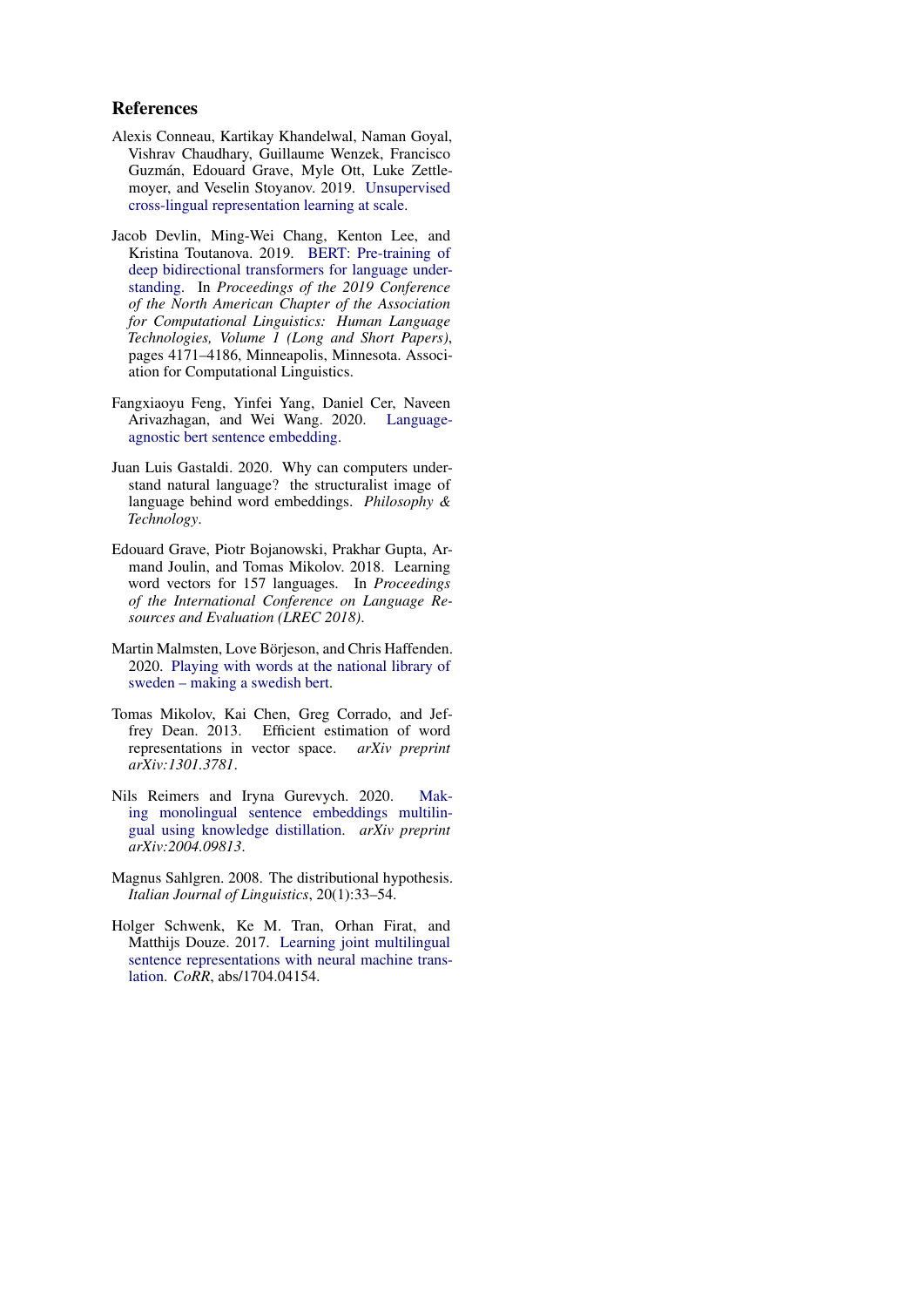## References

Alexis Conneau, Kartikay Khandelwal, Naman Goyal, Vishrav Chaudhary, Guillaume Wenzek, Francisco Guzmán, Edouard Grave, Myle Ott, Luke Zettlemoyer, and Veselin Stoyanov. 2019. Unsupervised cross-lingual representation learning at scale.

Jacob Devlin, Ming-Wei Chang, Kenton Lee, and Kristina Toutanova. 2019. BERT: Pre-training of deep bidirectional transformers for language understanding. In *Proceedings of the 2019 Conference of the North American Chapter of the Association for Computational Linguistics: Human Language Technologies, Volume 1 (Long and Short Papers)*, pages 4171–4186, Minneapolis, Minnesota. Association for Computational Linguistics.

Fangxiaoyu Feng, Yinfei Yang, Daniel Cer, Naveen Arivazhagan, and Wei Wang. 2020. Language-agnostic bert sentence embedding.

Juan Luis Gastaldi. 2020. Why can computers understand natural language? the structuralist image of language behind word embeddings. *Philosophy & Technology*.

Edouard Grave, Piotr Bojanowski, Prakhar Gupta, Armand Joulin, and Tomas Mikolov. 2018. Learning word vectors for 157 languages. In *Proceedings of the International Conference on Language Resources and Evaluation (LREC 2018)*.

Martin Malmsten, Love Börjeson, and Chris Haffenden. 2020. Playing with words at the national library of sweden – making a swedish bert.

Tomas Mikolov, Kai Chen, Greg Corrado, and Jeffrey Dean. 2013. Efficient estimation of word representations in vector space. *arXiv preprint arXiv:1301.3781*.

Nils Reimers and Iryna Gurevych. 2020. Making monolingual sentence embeddings multilingual using knowledge distillation. *arXiv preprint arXiv:2004.09813*.

Magnus Sahlgren. 2008. The distributional hypothesis. *Italian Journal of Linguistics*, 20(1):33–54.

Holger Schwenk, Ke M. Tran, Orhan Firat, and Matthijs Douze. 2017. Learning joint multilingual sentence representations with neural machine translation. *CoRR*, abs/1704.04154.